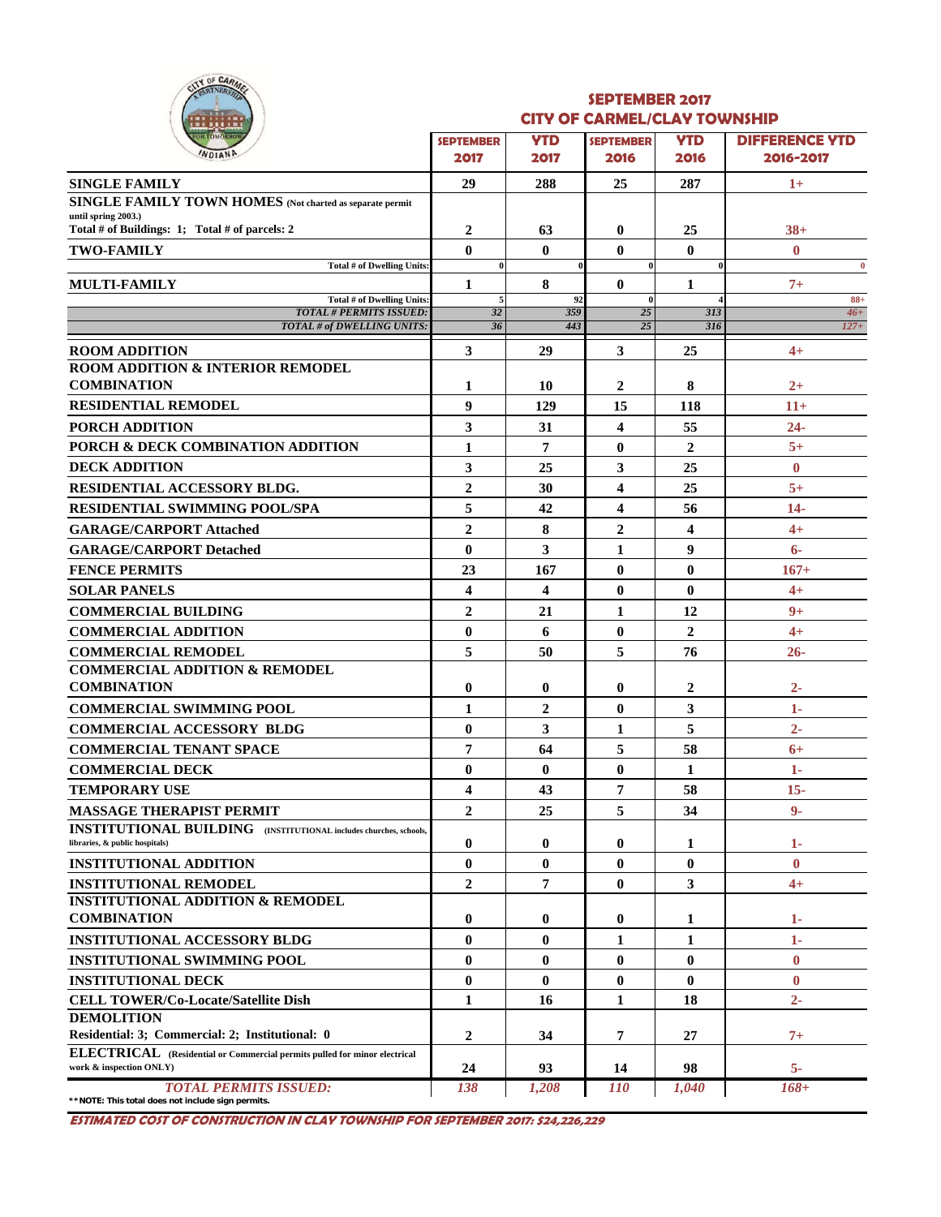## SEPTEMBER 2017
## CITY OF CARMEL/CLAY TOWNSHIP

| | SEPTEMBER 2017 | YTD 2017 | SEPTEMBER 2016 | YTD 2016 | DIFFERENCE YTD 2016-2017 |
|---|---|---|---|---|---|
| **SINGLE FAMILY** | 29 | 288 | 25 | 287 | 1+ |
| **SINGLE FAMILY TOWN HOMES** (Not charted as separate permit until spring 2003.) Total # of Buildings: 1; Total # of parcels: 2 | 2 | 63 | 0 | 25 | 38+ |
| **TWO-FAMILY** | 0 | 0 | 0 | 0 | 0 |
| Total # of Dwelling Units: | 0 | 0 | 0 | 0 | 0 |
| **MULTI-FAMILY** | 1 | 8 | 0 | 1 | 7+ |
| Total # of Dwelling Units: | 5 | 92 | 0 | 4 | 88+ |
| *TOTAL # PERMITS ISSUED:* | *32* | *359* | *25* | *313* | *46+* |
| *TOTAL # of DWELLING UNITS:* | *36* | *443* | *25* | *316* | *127+* |
| **ROOM ADDITION** | 3 | 29 | 3 | 25 | 4+ |
| **ROOM ADDITION & INTERIOR REMODEL COMBINATION** | 1 | 10 | 2 | 8 | 2+ |
| **RESIDENTIAL REMODEL** | 9 | 129 | 15 | 118 | 11+ |
| **PORCH ADDITION** | 3 | 31 | 4 | 55 | 24- |
| **PORCH & DECK COMBINATION ADDITION** | 1 | 7 | 0 | 2 | 5+ |
| **DECK ADDITION** | 3 | 25 | 3 | 25 | 0 |
| **RESIDENTIAL ACCESSORY BLDG.** | 2 | 30 | 4 | 25 | 5+ |
| **RESIDENTIAL SWIMMING POOL/SPA** | 5 | 42 | 4 | 56 | 14- |
| **GARAGE/CARPORT Attached** | 2 | 8 | 2 | 4 | 4+ |
| **GARAGE/CARPORT Detached** | 0 | 3 | 1 | 9 | 6- |
| **FENCE PERMITS** | 23 | 167 | 0 | 0 | 167+ |
| **SOLAR PANELS** | 4 | 4 | 0 | 0 | 4+ |
| **COMMERCIAL BUILDING** | 2 | 21 | 1 | 12 | 9+ |
| **COMMERCIAL ADDITION** | 0 | 6 | 0 | 2 | 4+ |
| **COMMERCIAL REMODEL** | 5 | 50 | 5 | 76 | 26- |
| **COMMERCIAL ADDITION & REMODEL COMBINATION** | 0 | 0 | 0 | 2 | 2- |
| **COMMERCIAL SWIMMING POOL** | 1 | 2 | 0 | 3 | 1- |
| **COMMERCIAL ACCESSORY BLDG** | 0 | 3 | 1 | 5 | 2- |
| **COMMERCIAL TENANT SPACE** | 7 | 64 | 5 | 58 | 6+ |
| **COMMERCIAL DECK** | 0 | 0 | 0 | 1 | 1- |
| **TEMPORARY USE** | 4 | 43 | 7 | 58 | 15- |
| **MASSAGE THERAPIST PERMIT** | 2 | 25 | 5 | 34 | 9- |
| **INSTITUTIONAL BUILDING** (INSTITUTIONAL includes churches, schools, libraries, & public hospitals) | 0 | 0 | 0 | 1 | 1- |
| **INSTITUTIONAL ADDITION** | 0 | 0 | 0 | 0 | 0 |
| **INSTITUTIONAL REMODEL** | 2 | 7 | 0 | 3 | 4+ |
| **INSTITUTIONAL ADDITION & REMODEL COMBINATION** | 0 | 0 | 0 | 1 | 1- |
| **INSTITUTIONAL ACCESSORY BLDG** | 0 | 0 | 1 | 1 | 1- |
| **INSTITUTIONAL SWIMMING POOL** | 0 | 0 | 0 | 0 | 0 |
| **INSTITUTIONAL DECK** | 0 | 0 | 0 | 0 | 0 |
| **CELL TOWER/Co-Locate/Satellite Dish** | 1 | 16 | 1 | 18 | 2- |
| **DEMOLITION** Residential: 3; Commercial: 2; Institutional: 0 | 2 | 34 | 7 | 27 | 7+ |
| **ELECTRICAL** (Residential or Commercial permits pulled for minor electrical work & inspection ONLY) | 24 | 93 | 14 | 98 | 5- |
| *TOTAL PERMITS ISSUED:* | *138* | *1,208* | *110* | *1,040* | *168+* |

**NOTE: This total does not include sign permits.

***ESTIMATED COST OF CONSTRUCTION IN CLAY TOWNSHIP FOR SEPTEMBER 2017: $24,226,229***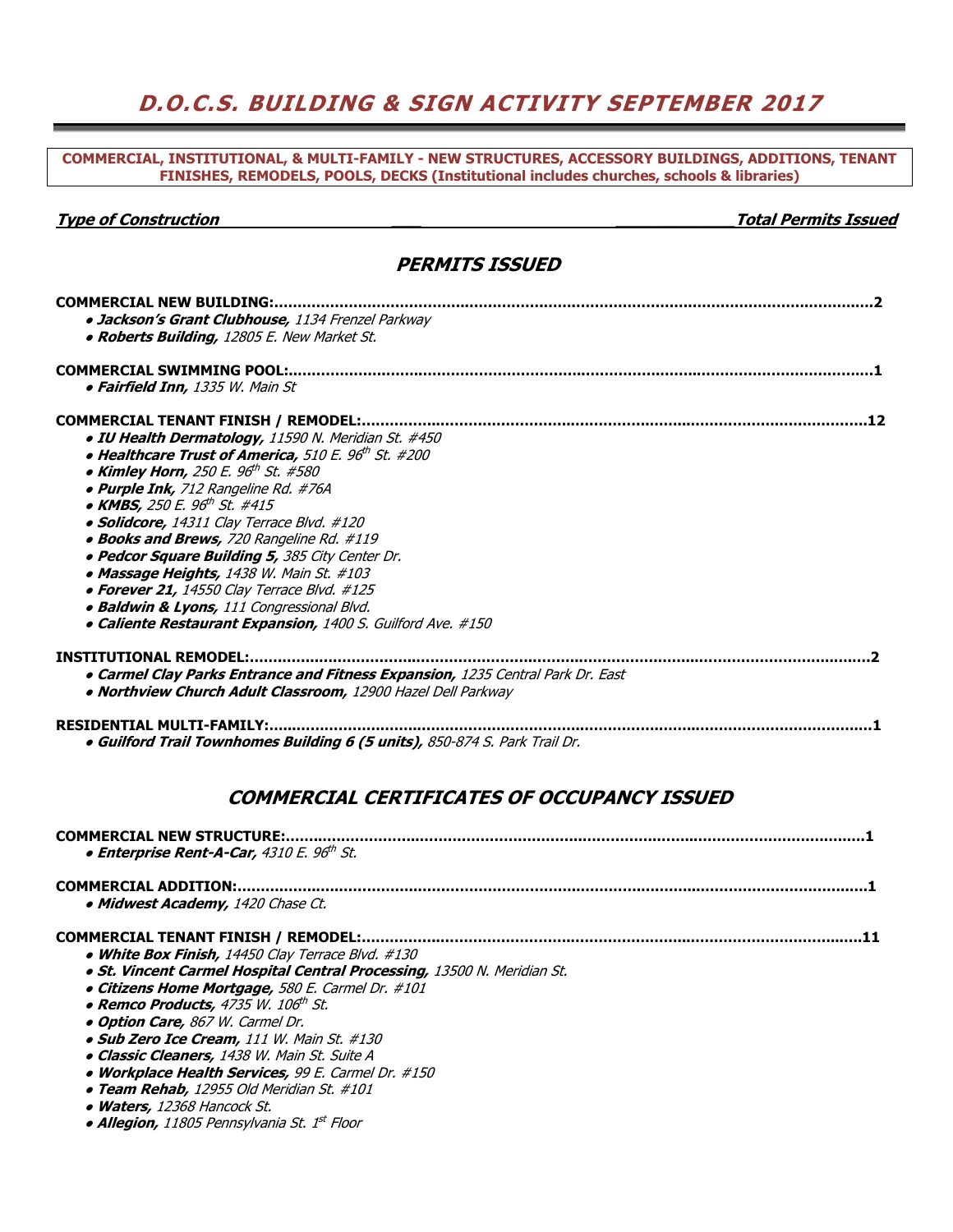# *D.O.C.S. BUILDING & SIGN ACTIVITY SEPTEMBER 2017*

**COMMERCIAL, INSTITUTIONAL, & MULTI-FAMILY - NEW STRUCTURES, ACCESSORY BUILDINGS, ADDITIONS, TENANT FINISHES, REMODELS, POOLS, DECKS (Institutional includes churches, schools & libraries)**

***Type of Construction*** ***Total Permits Issued***

## *PERMITS ISSUED*

**COMMERCIAL NEW BUILDING:........................................................................................................................2**
- ***Jackson's Grant Clubhouse,*** *1134 Frenzel Parkway*
- ***Roberts Building,*** *12805 E. New Market St.*

**COMMERCIAL SWIMMING POOL:...................................................................................................................1**
- ***Fairfield Inn,*** *1335 W. Main St*

**COMMERCIAL TENANT FINISH / REMODEL:..................................................................................................12**
- ***IU Health Dermatology,*** *11590 N. Meridian St. #450*
- ***Healthcare Trust of America,*** *510 E. 96th St. #200*
- ***Kimley Horn,*** *250 E. 96th St. #580*
- ***Purple Ink,*** *712 Rangeline Rd. #76A*
- ***KMBS,*** *250 E. 96th St. #415*
- ***Solidcore,*** *14311 Clay Terrace Blvd. #120*
- ***Books and Brews,*** *720 Rangeline Rd. #119*
- ***Pedcor Square Building 5,*** *385 City Center Dr.*
- ***Massage Heights,*** *1438 W. Main St. #103*
- ***Forever 21,*** *14550 Clay Terrace Blvd. #125*
- ***Baldwin & Lyons,*** *111 Congressional Blvd.*
- ***Caliente Restaurant Expansion,*** *1400 S. Guilford Ave. #150*

**INSTITUTIONAL REMODEL:...........................................................................................................................2**
- ***Carmel Clay Parks Entrance and Fitness Expansion,*** *1235 Central Park Dr. East*
- ***Northview Church Adult Classroom,*** *12900 Hazel Dell Parkway*

**RESIDENTIAL MULTI-FAMILY:.......................................................................................................................1**
- ***Guilford Trail Townhomes Building 6 (5 units),*** *850-874 S. Park Trail Dr.*

## *COMMERCIAL CERTIFICATES OF OCCUPANCY ISSUED*

**COMMERCIAL NEW STRUCTURE:...................................................................................................................1**
- ***Enterprise Rent-A-Car,*** *4310 E. 96th St.*

**COMMERCIAL ADDITION:..............................................................................................................................1**
- ***Midwest Academy,*** *1420 Chase Ct.*

**COMMERCIAL TENANT FINISH / REMODEL:..................................................................................................11**
- ***White Box Finish,*** *14450 Clay Terrace Blvd. #130*
- ***St. Vincent Carmel Hospital Central Processing,*** *13500 N. Meridian St.*
- ***Citizens Home Mortgage,*** *580 E. Carmel Dr. #101*
- ***Remco Products,*** *4735 W. 106th St.*
- ***Option Care,*** *867 W. Carmel Dr.*
- ***Sub Zero Ice Cream,*** *111 W. Main St. #130*
- ***Classic Cleaners,*** *1438 W. Main St. Suite A*
- ***Workplace Health Services,*** *99 E. Carmel Dr. #150*
- ***Team Rehab,*** *12955 Old Meridian St. #101*
- ***Waters,*** *12368 Hancock St.*
- ***Allegion,*** *11805 Pennsylvania St. 1st Floor*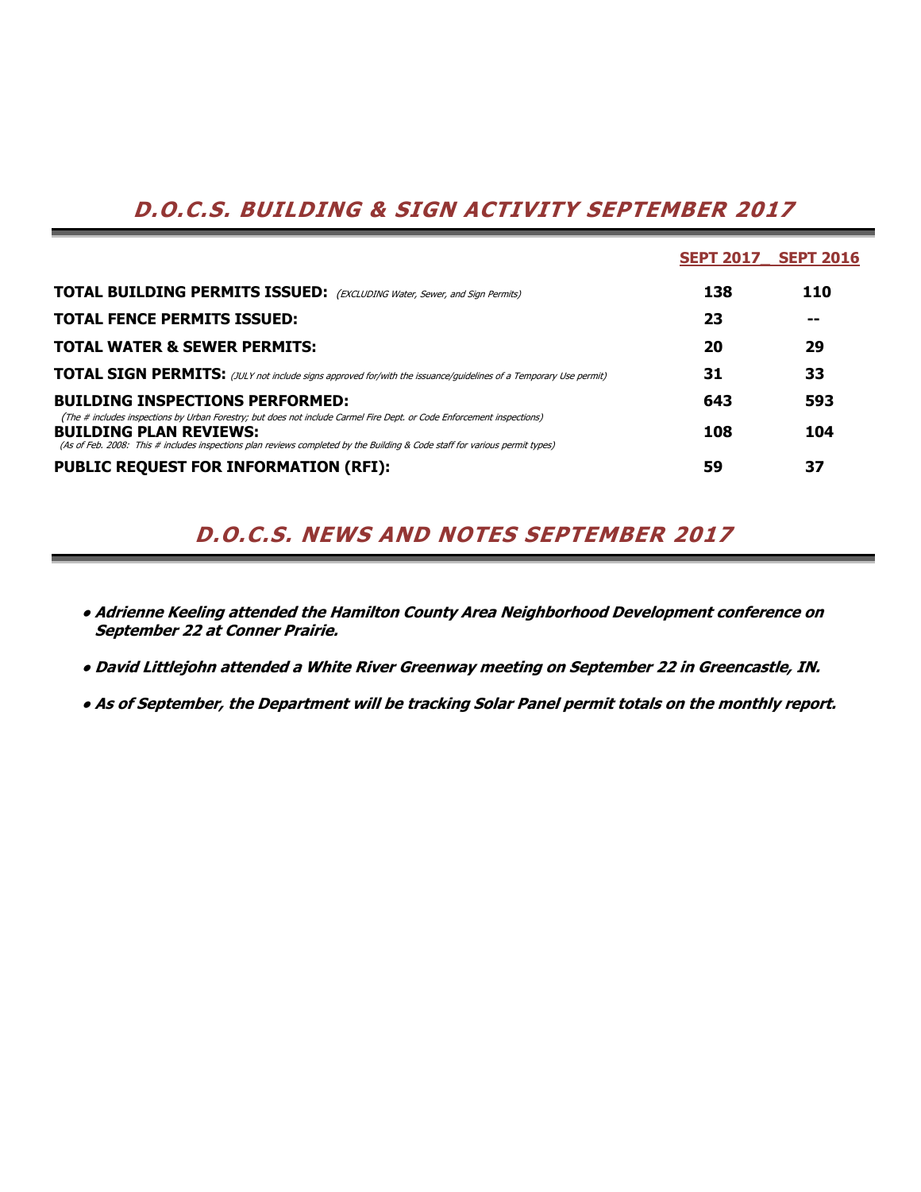# *D.O.C.S. BUILDING & SIGN ACTIVITY SEPTEMBER 2017*

| | SEPT 2017 | SEPT 2016 |
|---|---|---|
| **TOTAL BUILDING PERMITS ISSUED:** *(EXCLUDING Water, Sewer, and Sign Permits)* | **138** | **110** |
| **TOTAL FENCE PERMITS ISSUED:** | **23** | **--** |
| **TOTAL WATER & SEWER PERMITS:** | **20** | **29** |
| **TOTAL SIGN PERMITS:** *(JULY not include signs approved for/with the issuance/guidelines of a Temporary Use permit)* | **31** | **33** |
| **BUILDING INSPECTIONS PERFORMED:** *(The # includes inspections by Urban Forestry; but does not include Carmel Fire Dept. or Code Enforcement inspections)* | **643** | **593** |
| **BUILDING PLAN REVIEWS:** *(As of Feb. 2008: This # includes inspections plan reviews completed by the Building & Code staff for various permit types)* | **108** | **104** |
| **PUBLIC REQUEST FOR INFORMATION (RFI):** | **59** | **37** |

# *D.O.C.S. NEWS AND NOTES SEPTEMBER 2017*

- ***Adrienne Keeling attended the Hamilton County Area Neighborhood Development conference on September 22 at Conner Prairie.***
- ***David Littlejohn attended a White River Greenway meeting on September 22 in Greencastle, IN.***
- ***As of September, the Department will be tracking Solar Panel permit totals on the monthly report.***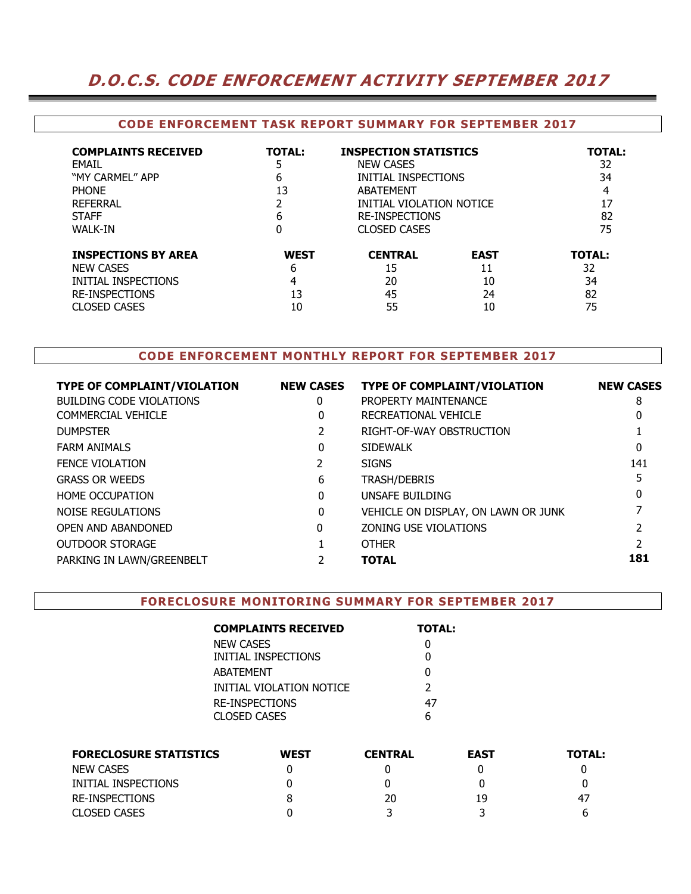# *D.O.C.S. CODE ENFORCEMENT ACTIVITY SEPTEMBER 2017*

## CODE ENFORCEMENT TASK REPORT SUMMARY FOR SEPTEMBER 2017

| COMPLAINTS RECEIVED | TOTAL: |
|---|---|
| EMAIL | 5 |
| "MY CARMEL" APP | 6 |
| PHONE | 13 |
| REFERRAL | 2 |
| STAFF | 6 |
| WALK-IN | 0 |

| INSPECTION STATISTICS | TOTAL: |
|---|---|
| NEW CASES | 32 |
| INITIAL INSPECTIONS | 34 |
| ABATEMENT | 4 |
| INITIAL VIOLATION NOTICE | 17 |
| RE-INSPECTIONS | 82 |
| CLOSED CASES | 75 |

| INSPECTIONS BY AREA | WEST | CENTRAL | EAST | TOTAL: |
|---|---|---|---|---|
| NEW CASES | 6 | 15 | 11 | 32 |
| INITIAL INSPECTIONS | 4 | 20 | 10 | 34 |
| RE-INSPECTIONS | 13 | 45 | 24 | 82 |
| CLOSED CASES | 10 | 55 | 10 | 75 |

## CODE ENFORCEMENT MONTHLY REPORT FOR SEPTEMBER 2017

| TYPE OF COMPLAINT/VIOLATION | NEW CASES | TYPE OF COMPLAINT/VIOLATION | NEW CASES |
|---|---|---|---|
| BUILDING CODE VIOLATIONS | 0 | PROPERTY MAINTENANCE | 8 |
| COMMERCIAL VEHICLE | 0 | RECREATIONAL VEHICLE | 0 |
| DUMPSTER | 2 | RIGHT-OF-WAY OBSTRUCTION | 1 |
| FARM ANIMALS | 0 | SIDEWALK | 0 |
| FENCE VIOLATION | 2 | SIGNS | 141 |
| GRASS OR WEEDS | 6 | TRASH/DEBRIS | 5 |
| HOME OCCUPATION | 0 | UNSAFE BUILDING | 0 |
| NOISE REGULATIONS | 0 | VEHICLE ON DISPLAY, ON LAWN OR JUNK | 7 |
| OPEN AND ABANDONED | 0 | ZONING USE VIOLATIONS | 2 |
| OUTDOOR STORAGE | 1 | OTHER | 2 |
| PARKING IN LAWN/GREENBELT | 2 | **TOTAL** | **181** |

## FORECLOSURE MONITORING SUMMARY FOR SEPTEMBER 2017

| COMPLAINTS RECEIVED | TOTAL: |
|---|---|
| NEW CASES | 0 |
| INITIAL INSPECTIONS | 0 |
| ABATEMENT | 0 |
| INITIAL VIOLATION NOTICE | 2 |
| RE-INSPECTIONS | 47 |
| CLOSED CASES | 6 |

| FORECLOSURE STATISTICS | WEST | CENTRAL | EAST | TOTAL: |
|---|---|---|---|---|
| NEW CASES | 0 | 0 | 0 | 0 |
| INITIAL INSPECTIONS | 0 | 0 | 0 | 0 |
| RE-INSPECTIONS | 8 | 20 | 19 | 47 |
| CLOSED CASES | 0 | 3 | 3 | 6 |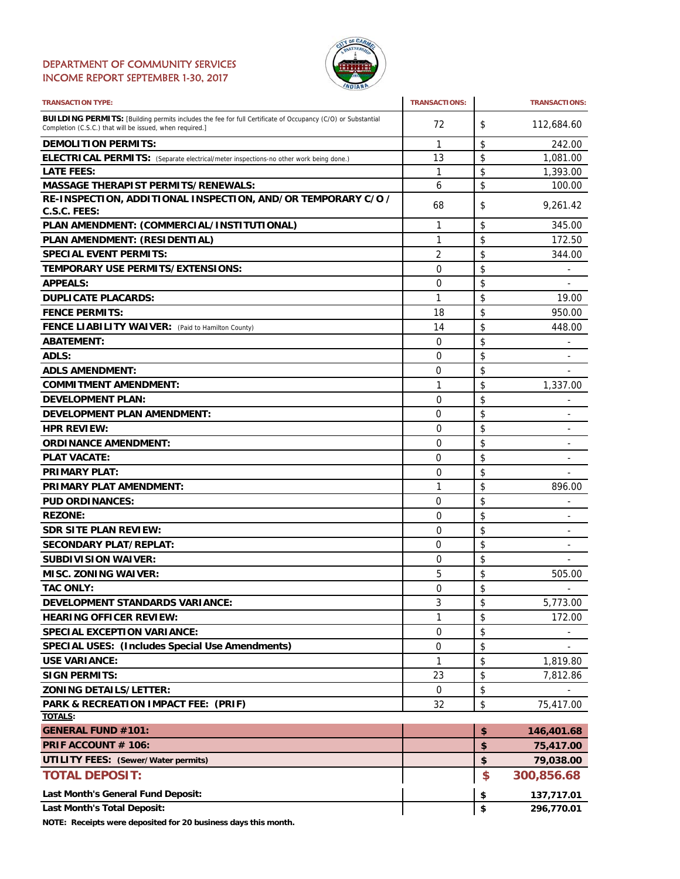# DEPARTMENT OF COMMUNITY SERVICES
## INCOME REPORT SEPTEMBER 1-30, 2017

| TRANSACTION TYPE: | TRANSACTIONS: | TRANSACTIONS: |
|---|---|---|
| **BUILDING PERMITS:** [Building permits includes the fee for full Certificate of Occupancy (C/O) or Substantial Completion (C.S.C.) that will be issued, when required.] | 72 | $ 112,684.60 |
| **DEMOLITION PERMITS:** | 1 | $ 242.00 |
| **ELECTRICAL PERMITS:** (Separate electrical/meter inspections-no other work being done.) | 13 | $ 1,081.00 |
| **LATE FEES:** | 1 | $ 1,393.00 |
| **MASSAGE THERAPIST PERMITS/RENEWALS:** | 6 | $ 100.00 |
| **RE-INSPECTION, ADDITIONAL INSPECTION, AND/OR TEMPORARY C/O / C.S.C. FEES:** | 68 | $ 9,261.42 |
| **PLAN AMENDMENT: (COMMERCIAL/INSTITUTIONAL)** | 1 | $ 345.00 |
| **PLAN AMENDMENT: (RESIDENTIAL)** | 1 | $ 172.50 |
| **SPECIAL EVENT PERMITS:** | 2 | $ 344.00 |
| **TEMPORARY USE PERMITS/EXTENSIONS:** | 0 | $ - |
| **APPEALS:** | 0 | $ - |
| **DUPLICATE PLACARDS:** | 1 | $ 19.00 |
| **FENCE PERMITS:** | 18 | $ 950.00 |
| **FENCE LIABILITY WAIVER:** (Paid to Hamilton County) | 14 | $ 448.00 |
| **ABATEMENT:** | 0 | $ - |
| **ADLS:** | 0 | $ - |
| **ADLS AMENDMENT:** | 0 | $ - |
| **COMMITMENT AMENDMENT:** | 1 | $ 1,337.00 |
| **DEVELOPMENT PLAN:** | 0 | $ - |
| **DEVELOPMENT PLAN AMENDMENT:** | 0 | $ - |
| **HPR REVIEW:** | 0 | $ - |
| **ORDINANCE AMENDMENT:** | 0 | $ - |
| **PLAT VACATE:** | 0 | $ - |
| **PRIMARY PLAT:** | 0 | $ - |
| **PRIMARY PLAT AMENDMENT:** | 1 | $ 896.00 |
| **PUD ORDINANCES:** | 0 | $ - |
| **REZONE:** | 0 | $ - |
| **SDR SITE PLAN REVIEW:** | 0 | $ - |
| **SECONDARY PLAT/REPLAT:** | 0 | $ - |
| **SUBDIVISION WAIVER:** | 0 | $ - |
| **MISC. ZONING WAIVER:** | 5 | $ 505.00 |
| **TAC ONLY:** | 0 | $ - |
| **DEVELOPMENT STANDARDS VARIANCE:** | 3 | $ 5,773.00 |
| **HEARING OFFICER REVIEW:** | 1 | $ 172.00 |
| **SPECIAL EXCEPTION VARIANCE:** | 0 | $ - |
| **SPECIAL USES: (Includes Special Use Amendments)** | 0 | $ - |
| **USE VARIANCE:** | 1 | $ 1,819.80 |
| **SIGN PERMITS:** | 23 | $ 7,812.86 |
| **ZONING DETAILS/LETTER:** | 0 | $ - |
| **PARK & RECREATION IMPACT FEE: (PRIF)** | 32 | $ 75,417.00 |
| **TOTALS:** | | |
| **GENERAL FUND #101:** | | **$ 146,401.68** |
| **PRIF ACCOUNT # 106:** | | **$ 75,417.00** |
| **UTILITY FEES: (Sewer/Water permits)** | | **$ 79,038.00** |
| **TOTAL DEPOSIT:** | | **$ 300,856.68** |
| **Last Month's General Fund Deposit:** | | **$ 137,717.01** |
| **Last Month's Total Deposit:** | | **$ 296,770.01** |

**NOTE: Receipts were deposited for 20 business days this month.**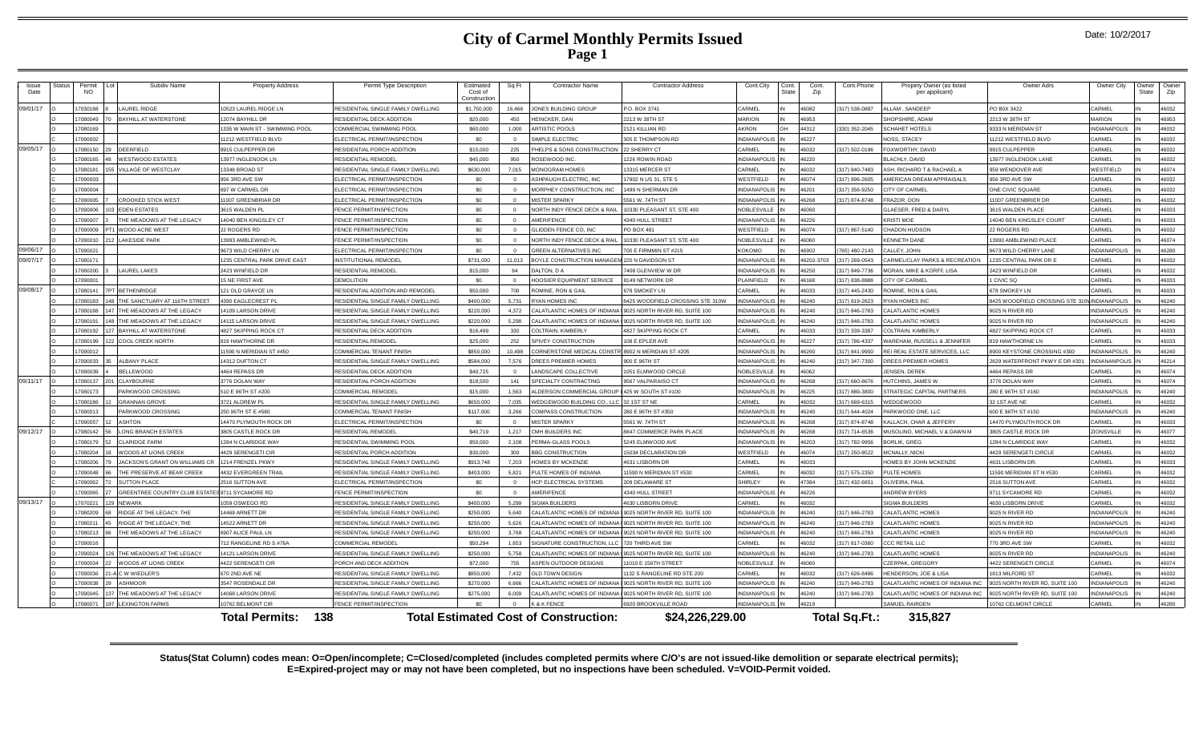# City of Carmel Monthly Permits Issued

## Page 1

Date: 10/2/2017

| Issue Date | Status | Permit NO | Lot | Subdiv Name | Property Address | Permit Type Description | Estimated Cost of Construction | Sq Ft | Contractor Name | Contractor Address | Cont.City | Cont. State | Cont. Zip | Cont.Phone | Propety Owner (as listed per applicant) | Owner Adrs | Owner City | Owner State | Owner Zip |
|---|---|---|---|---|---|---|---|---|---|---|---|---|---|---|---|---|---|---|---|
| 09/01/17 | O | 17030188 | 8 | LAUREL RIDGE | 10523 LAUREL RIDGE LN | RESIDENTIAL SINGLE FAMILY DWELLING | $1,750,000 | 16,466 | JONES BUILDING GROUP | P.O. BOX 3741 | CARMEL | IN | 46082 | (317) 538-0887 | ALLAM , SANDEEP | PO B0X 3422 | CARMEL | IN | 46032 |
| | O | 17080049 | 70 | BAYHILL AT WATERSTONE | 12074 BAYHILL DR | RESIDENTIAL DECK ADDITION | $20,000 | 450 | HEINCKER, DAN | 2213 W 38TH ST | MARION | IN | 46953 | | SHOPSHIRE, ADAM | 2213 W 38TH ST | MARION | IN | 46953 |
| | O | 17080169 | | | 1335 W MAIN ST - SWIMMING POOL | COMMERCIAL SWIMMING POOL | $60,000 | 1,000 | ARTISTIC POOLS | 2121 KILLIAN RD | AKRON | OH | 44312 | (330) 352-2045 | SCHAHET HOTELS | 9333 N MERIDIAN ST | INDIANAPOLIS | IN | 46032 |
| | C | 17090002 | | | 11212 WESTFIELD BLVD | ELECTRICAL PERMIT/INSPECTION | $0 | 0 | SIMPLE ELECTRIC | 305 E THOMPSON RD | INDIANAPOLIS | IN | 46227 | | NOSS, STACEY | 11212 WESTFIELD BLVD | CARMEL | IN | 46032 |
| 09/05/17 | O | 17080150 | 29 | DEERFIELD | 9915 CULPEPPER DR | RESIDENTIAL PORCH ADDITION | $15,000 | 225 | PHELPS & SONS CONSTRUCTION | 22 SHERRY CT | CARMEL | IN | 46032 | (317) 502-0196 | FOXWORTHY, DAVID | 9915 CULPEPPER | CARMEL | IN | 46032 |
| | O | 17080165 | 48 | WESTWOOD ESTATES | 13977 INGLENOOK LN | RESIDENTIAL REMODEL | $45,000 | 950 | ROSEWOOD INC. | 1226 ROWIN ROAD | INDIANAPOLIS | IN | 46220 | | BLACHLY, DAVID | 13977 INGLENOOK LANE | CARMEL | IN | 46032 |
| | O | 17080181 | 155 | VILLAGE OF WESTCLAY | 13348 BROAD ST | RESIDENTIAL SINGLE FAMILY DWELLING | $630,000 | 7,015 | MONOGRAM HOMES | 13315 MERCER ST | CARMEL | IN | 46032 | (317) 840-7483 | ASH, RICHARD T & RACHAEL A | 959 WENDOVER AVE | WESTFIELD | IN | 46074 |
| | O | 17090003 | | | 956 3RD AVE SW | ELECTRICAL PERMIT/INSPECTION | $0 | 0 | ASHPAUGH ELECTRIC, INC | 17902 N US 31, STE 5 | WESTFIELD | IN | 46074 | (317) 896-2605 | AMERICAN DREAM APPRAISALS | 956 3RD AVE SW | CARMEL | IN | 46032 |
| | O | 17090004 | | | 697 W CARMEL DR | ELECTRICAL PERMIT/INSPECTION | $0 | 0 | MORPHEY CONSTRUCTION, INC | 1499 N SHERMAN DR | INDIANAPOLIS | IN | 46201 | (317) 356-9250 | CITY OF CARMEL | ONE CIVIC SQUARE | CARMEL | IN | 46032 |
| | C | 17090005 | 7 | CROOKED STICK WEST | 11007 GREENBRIAR DR | ELECTRICAL PERMIT/INSPECTION | $0 | 0 | MISTER SPARKY | 5561 W. 74TH ST | INDIANAPOLIS | IN | 46268 | (317) 874-8748 | FRAZOR, DON | 11007 GREENBRIER DR | CARMEL | IN | 46032 |
| | O | 17090006 | 103 | EDEN ESTATES | 3615 WALDEN PL | FENCE PERMIT/INSPECTION | $0 | 0 | NORTH INDY FENCE DECK & RAIL | 10330 PLEASANT ST, STE 400 | NOBLESVILLE | IN | 46060 | | GLAESER, FRED & DARYL | 3615 WALDEN PLACE | CARMEL | IN | 46033 |
| | O | 17090007 | 3 | THE MEADOWS AT THE LEGACY | 14040 BEN KINGSLEY CT | FENCE PERMIT/INSPECTION | $0 | 0 | AMERIFENCE | 4340 HULL STREET | INDIANAPOLIS | IN | 46226 | | KRISTI MOE | 14040 BEN KINGSLEY COURT | CARMEL | IN | 46033 |
| | O | 17090009 | PT1 | WOOD ACRE WEST | 22 ROGERS RD | FENCE PERMIT/INSPECTION | $0 | 0 | GLIDDEN FENCE CO, INC | PO BOX 481 | WESTFIELD | IN | 46074 | (317) 867-5140 | CHADON HUDSON | 22 ROGERS RD | CARMEL | IN | 46032 |
| | O | 17090010 | 212 | LAKESIDE PARK | 13993 AMBLEWIND PL | FENCE PERMIT/INSPECTION | $0 | 0 | NORTH INDY FENCE DECK & RAIL | 10330 PLEASANT ST, STE 400 | NOBLESVILLE | IN | 46060 | | KENNETH DANE | 13993 AMBLEWIND PLACE | CARMEL | IN | 46074 |
| 09/06/17 | O | 17090021 | | | 9673 WILD CHERRY LN | ELECTRICAL PERMIT/INSPECTION | $0 | 0 | GREEN ALTERNATIVES INC | 700 E FIRMMIN ST #215 | KOKOMO | IN | 46902 | (765) 480-2143 | CALLEY, JOHN | 9673 WILD CHERRY LANE | INDIANAPOLIS | IN | 46280 |
| 09/07/17 | O | 17080171 | | | 1235 CENTRAL PARK DRIVE EAST | INSTITUTIONAL REMODEL | $731,000 | 11,013 | BOYLE CONSTRUCTION MANAGEM | 220 N DAVIDSON ST | INDIANAPOLIS | IN | 46202-3703 | (317) 269-0543 | CARMEL/CLAY PARKS & RECREATION | 1235 CENTRAL PARK DR E | CARMEL | IN | 46032 |
| | O | 17080200 | 3 | LAUREL LAKES | 2423 WINFIELD DR | RESIDENTIAL REMODEL | $15,000 | 64 | DALTON, D A | 7408 GLENVIEW W DR | INDIANAPOLIS | IN | 46250 | (317) 849-7736 | MORAN, MIKE & KORFF, LISA | 2423 WINFIELD DR | CARMEL | IN | 46032 |
| | O | 17090001 | | | 15 NE FIRST AVE | DEMOLITION | $0 | 0 | HOOSIER EQUIPMENT SERVICE | 8149 NETWORK DR | PLAINFIELD | IN | 46168 | (317) 838-8988 | CITY OF CARMEL | 1 CIVIC SQ | CARMEL | IN | 46033 |
| 09/08/17 | O | 17080141 | 7PT | BETHENRIDGE | 121 OLD GRAYCE LN | RESIDENTIAL ADDITION AND REMODEL | $50,000 | 700 | ROMINE, RON & GAIL | 678 SMOKEY LN | CARMEL | IN | 46033 | (317) 445-2430 | ROMINE, RON & GAIL | 678 SMOKEY LN | CARMEL | IN | 46033 |
| | O | 17080183 | 148 | THE SANCTUARY AT 116TH STREET | 4390 EAGLECREST PL | RESIDENTIAL SINGLE FAMILY DWELLING | $400,000 | 5,731 | RYAN HOMES INC | 8425 WOODFIELD CROSSING STE 310W | INDIANAPOLIS | IN | 46240 | (317) 819-2623 | RYAN HOMES INC | 8425 WOODFIELD CROSSING STE 310W | INDIANAPOLIS | IN | 46240 |
| | O | 17080188 | 147 | THE MEADOWS AT THE LEGACY | 14109 LARSON DRIVE | RESIDENTIAL SINGLE FAMILY DWELLING | $220,000 | 4,372 | CALATLANTIC HOMES OF INDIANA | 9025 NORTH RIVER RD, SUITE 100 | INDIANAPOLIS | IN | 46240 | (317) 846-2783 | CALATLANTIC HOMES | 9025 N RIVER RD | INDIANAPOLIS | IN | 46240 |
| | O | 17080191 | 148 | THE MEADOWS AT THE LEGACY | 14115 LARSON DRIVE | RESIDENTIAL SINGLE FAMILY DWELLING | $220,000 | 5,298 | CALATLANTIC HOMES OF INDIANA | 9025 NORTH RIVER RD, SUITE 100 | INDIANAPOLIS | IN | 46240 | (317) 846-2783 | CALATLANTIC HOMES | 9025 N RIVER RD | INDIANAPOLIS | IN | 46240 |
| | O | 17080192 | 127 | BAYHILL AT WATERSTONE | 4827 SKIPPING ROCK CT | RESIDENTIAL DECK ADDITION | $16,499 | 330 | COLTRAIN, KIMBERLY | 4827 SKIPPING ROCK CT | CARMEL | IN | 46033 | (317) 339-3387 | COLTRAIN, KIMBERLY | 4827 SKIPPING ROCK CT | CARMEL | IN | 46033 |
| | O | 17080199 | 122 | COOL CREEK NORTH | 819 HAWTHORNE DR | RESIDENTIAL REMODEL | $25,000 | 252 | SPIVEY CONSTRUCTION | 108 E EPLER AVE | INDIANAPOLIS | IN | 46227 | (317) 786-4337 | WAREHAM, RUSSELL & JENNIFER | 819 HAWTHORNE LN | CARMEL | IN | 46033 |
| | O | 17090012 | | | 11590 N MERIDIAN ST #450 | COMMERCIAL TENANT FINISH | $850,000 | 10,498 | CORNERSTONE MEDICAL CONSTR | 8902 N MERIDIAN ST #205 | INDIANAPOLIS | IN | 46260 | (317) 841-9900 | REI REAL ESTATE SERVICES, LLC | 8900 KEYSTONE CROSSING #300 | INDIANAPOLIS | IN | 46240 |
| | O | 17090033 | 35 | ALBANY PLACE | 14312 DUFTON CT | RESIDENTIAL SINGLE FAMILY DWELLING | $584,000 | 7,576 | DREES PREMIER HOMES | 900 E 96TH ST | INDIANAPOLIS | IN | 46240 | (317) 347-7300 | DREES PREMIER HOMES | 2629 WATERFRONT PKWY E DR #301 | INDIANAPOLIS | IN | 46214 |
| | O | 17090039 | 4 | BELLEWOOD | 4464 REPASS DR | RESIDENTIAL DECK ADDITION | $40,725 | 0 | LANDSCAPE COLLECTIVE | 1051 ELMWOOD CIRCLE | NOBLESVILLE | IN | 46062 | | JENSEN, DEREK | 4464 REPASS DR | CARMEL | IN | 46074 |
| 09/11/17 | O | 17080137 | 201 | CLAYBOURNE | 3776 DOLAN WAY | RESIDENTIAL PORCH ADDITION | $18,500 | 141 | SPECIALTY CONTRACTING | 9567 VALPARAISO CT | INDIANAPOLIS | IN | 46268 | (317) 660-8676 | HUTCHINS, JAMES W | 3776 DOLAN WAY | CARMEL | IN | 46074 |
| | O | 17080173 | | PARKWOOD CROSSING | 510 E 96TH ST #200 | COMMERCIAL REMODEL | $15,000 | 1,563 | ALDERSON COMMERCIAL GROUP | 425 W SOUTH ST #100 | INDIANAPOLIS | IN | 46225 | (317) 889-3800 | STRATEGIC CAPITAL PARTNERS | 280 E 96TH ST #160 | INDIANAPOLIS | IN | 46240 |
| | O | 17080186 | 12 | GRANNAN GROVE | 3721 ALDREW PL | RESIDENTIAL SINGLE FAMILY DWELLING | $650,000 | 7,035 | WEDGEWOOD BUILDING CO., LLC | 32 1ST ST NE | CARMEL | IN | 46032 | (317) 669-6315 | WEDGEWOOD | 32 1ST AVE NE | CARMEL | IN | 46032 |
| | O | 17090013 | | PARKWOOD CROSSING | 250 96TH ST E #580 | COMMERCIAL TENANT FINISH | $117,000 | 3,266 | COMPASS CONSTRUCTION | 280 E 96TH ST #350 | INDIANAPOLIS | IN | 46240 | (317) 644-4024 | PARKWOOD ONE, LLC | 600 E 96TH ST #150 | INDIANAPOLIS | IN | 46240 |
| | C | 17090057 | 12 | ASHTON | 14470 PLYMOUTH ROCK DR | ELECTRICAL PERMIT/INSPECTION | $0 | 0 | MISTER SPARKY | 5561 W. 74TH ST | INDIANAPOLIS | IN | 46268 | (317) 874-8748 | KALLACH, CHAR & JEFFERY | 14470 PLYMOUTH ROCK DR | CARMEL | IN | 46033 |
| 09/12/17 | O | 17080142 | 56 | LONG BRANCH ESTATES | 3805 CASTLE ROCK DR | RESIDENTIAL REMODEL | $40,719 | 1,217 | CMH BUILDERS INC | 8847 COMMERCE PARK PLACE | INDIANAPOLIS | IN | 46268 | (317) 714-6536 | MUSOLINO, MICHAEL V & DAWN M | 3805 CASTLE ROCK DR | ZIONSVILLE | IN | 46077 |
| | O | 17080179 | 52 | CLARIDGE FARM | 1284 N CLARIDGE WAY | RESIDENTIAL SWIMMING POOL | $50,000 | 2,108 | PERMA-GLASS POOLS | 5245 ELMWOOD AVE | INDIANAPOLIS | IN | 46203 | (317) 782-9956 | BORLIK, GREG | 1284 N CLARIDGE WAY | CARMEL | IN | 46032 |
| | O | 17080204 | 18 | WOODS AT LIONS CREEK | 4429 SERENGETI CIR | RESIDENTIAL PORCH ADDITION | $30,000 | 300 | BBG CONSTRUCTION | 15034 DECLARATION DR | WESTFIELD | IN | 46074 | (317) 250-8522 | MCNALLY, NICKI | 4429 SERENGETI CIRCLE | CARMEL | IN | 46032 |
| | O | 17080206 | 79 | JACKSON'S GRANT ON WILLIAMS CR | 1214 FRENZEL PKWY | RESIDENTIAL SINGLE FAMILY DWELLING | $913,748 | 7,203 | HOMES BY MCKENZIE | 4631 LISBORN DR | CARMEL | IN | 46033 | | HOMES BY JOHN MCKENZIE | 4631 LISBORN DR. | CARMEL | IN | 46033 |
| | O | 17090048 | 66 | THE PRESERVE AT BEAR CREEK | 4432 EVERGREEN TRAIL | RESIDENTIAL SINGLE FAMILY DWELLING | $403,000 | 5,821 | PULTE HOMES OF INDIANA | 11590 N MERIDIAN ST #530 | CARMEL | IN | 46032 | (317) 575-2350 | PULTE HOMES | 11590 MERIDIAN ST N #530 | CARMEL | IN | 46032 |
| | O | 17090062 | 72 | SUTTON PLACE | 2516 SUTTON AVE | ELECTRICAL PERMIT/INSPECTION | $0 | 0 | HCP ELECTRICAL SYSTEMS | 209 DELAWARE ST | SHIRLEY | IN | 47384 | (317) 432-6651 | OLIVEIRA, PAUL | 2516 SUTTON AVE | CARMEL | IN | 46032 |
| | O | 17090065 | 27 | GREENTREE COUNTRY CLUB ESTATES | 9711 SYCAMORE RD | FENCE PERMIT/INSPECTION | $0 | 0 | AMERIFENCE | 4340 HULL STREET | INDIANAPOLIS | IN | 46226 | | ANDREW BYERS | 9711 SYCAMORE RD | CARMEL | IN | 46032 |
| 09/13/17 | O | 17070221 | 129 | NEWARK | 1059 OSWEGO RD | RESIDENTIAL SINGLE FAMILY DWELLING | $400,000 | 5,299 | SIGMA BUILDERS | 4630 LISBORN DRIVE | CARMEL | IN | 46032 | | SIGMA BUILDERS | 4630 LISBORN DRIVE | CARMEL | IN | 46032 |
| | O | 17080209 | 68 | RIDGE AT THE LEGACY, THE | 14469 ARNETT DR | RESIDENTIAL SINGLE FAMILY DWELLING | $250,000 | 5,640 | CALATLANTIC HOMES OF INDIANA | 9025 NORTH RIVER RD, SUITE 100 | INDIANAPOLIS | IN | 46240 | (317) 846-2783 | CALATLANTIC HOMES | 9025 N RIVER RD | INDIANAPOLIS | IN | 46240 |
| | O | 17080211 | 45 | RIDGE AT THE LEGACY, THE | 14522 ARNETT DR | RESIDENTIAL SINGLE FAMILY DWELLING | $250,000 | 5,626 | CALATLANTIC HOMES OF INDIANA | 9025 NORTH RIVER RD, SUITE 100 | INDIANAPOLIS | IN | 46240 | (317) 846-2783 | CALATLANTIC HOMES | 9025 N RIVER RD | INDIANAPOLIS | IN | 46240 |
| | O | 17080213 | 96 | THE MEADOWS AT THE LEGACY | 6907 ALICE PAUL LN | RESIDENTIAL SINGLE FAMILY DWELLING | $250,000 | 3,768 | CALATLANTIC HOMES OF INDIANA | 9025 NORTH RIVER RD, SUITE 100 | INDIANAPOLIS | IN | 46240 | (317) 846-2783 | CALATLANTIC HOMES | 9025 N RIVER RD | INDIANAPOLIS | IN | 46240 |
| | O | 17090016 | | | 712 RANGELINE RD S #76A | COMMERCIAL REMODEL | $50,294 | 1,653 | SIGNATURE CONSTRUCTION, LLC | 720 THIRD AVE SW | CARMEL | IN | 46032 | (317) 817-0360 | CCC RETAIL LLC | 770 3RD AVE SW | CARMEL | IN | 46032 |
| | O | 17090024 | 126 | THE MEADOWS AT THE LEGACY | 14121 LARSON DRIVE | RESIDENTIAL SINGLE FAMILY DWELLING | $250,000 | 5,758 | CALATLANTIC HOMES OF INDIANA | 9025 NORTH RIVER RD, SUITE 100 | INDIANAPOLIS | IN | 46240 | (317) 846-2783 | CALATLANTIC HOMES | 9025 N RIVER RD | INDIANAPOLIS | IN | 46240 |
| | O | 17090034 | 22 | WOODS AT LIONS CREEK | 4422 SERENGETI CIR | PORCH AND DECK ADDITION | $72,000 | 755 | ASPEN OUTDOOR DESIGNS | 11010 E 156TH STREET | NOBLESVILLE | IN | 46060 | | CZERPAK, GREGORY | 4422 SERENGETI CIRCLE | CARMEL | IN | 46074 |
| | O | 17090036 | 21-A | C W WIEDLER'S | 670 2ND AVE NE | RESIDENTIAL SINGLE FAMILY DWELLING | $850,000 | 7,432 | OLD TOWN DESIGN | 1132 S RANGELINE RD STE 200 | CARMEL | IN | 46032 | (317) 626-8486 | HENDERSON, JOE & LISA | 1813 MILFORD ST | CARMEL | IN | 46032 |
| | O | 17090038 | 29 | ASHMOOR | 3547 ROSENDALE DR | RESIDENTIAL SINGLE FAMILY DWELLING | $270,000 | 6,666 | CALATLANTIC HOMES OF INDIANA | 9025 NORTH RIVER RD, SUITE 100 | INDIANAPOLIS | IN | 46240 | (317) 846-2783 | CALATLANTIC HOMES OF INDIANA INC | 9025 NORTH RIVER RD, SUITE 100 | INDIANAPOLIS | IN | 46240 |
| | O | 17090045 | 137 | THE MEADOWS AT THE LEGACY | 14068 LARSON DRIVE | RESIDENTIAL SINGLE FAMILY DWELLING | $275,000 | 6,009 | CALATLANTIC HOMES OF INDIANA | 9025 NORTH RIVER RD, SUITE 100 | INDIANAPOLIS | IN | 46240 | (317) 846-2783 | CALATLANTIC HOMES OF INDIANA INC | 9025 NORTH RIVER RD, SUITE 100 | INDIANAPOLIS | IN | 46240 |
| | O | 17090071 | 197 | LEXINGTON FARMS | 10762 BELMONT CIR | FENCE PERMIT/INSPECTION | $0 | 0 | K & K FENCE | 6920 BROOKVILLE ROAD | INDIANAPOLIS | IN | 46219 | | SAMUEL RAIRDEN | 10762 CELMONT CIRCLE | CARMEL | IN | 46280 |

**Total Permits: 138** **Total Estimated Cost of Construction: $24,226,229.00** **Total Sq.Ft.: 315,827**

**Status(Stat Column) codes mean: O=Open/incomplete; C=Closed/completed (includes completed permits where C/O's are not issued-like demolition or separate electrical permits); E=Expired-project may or may not have been completed, but no inspections have been scheduled. V=VOID-Permit voided.**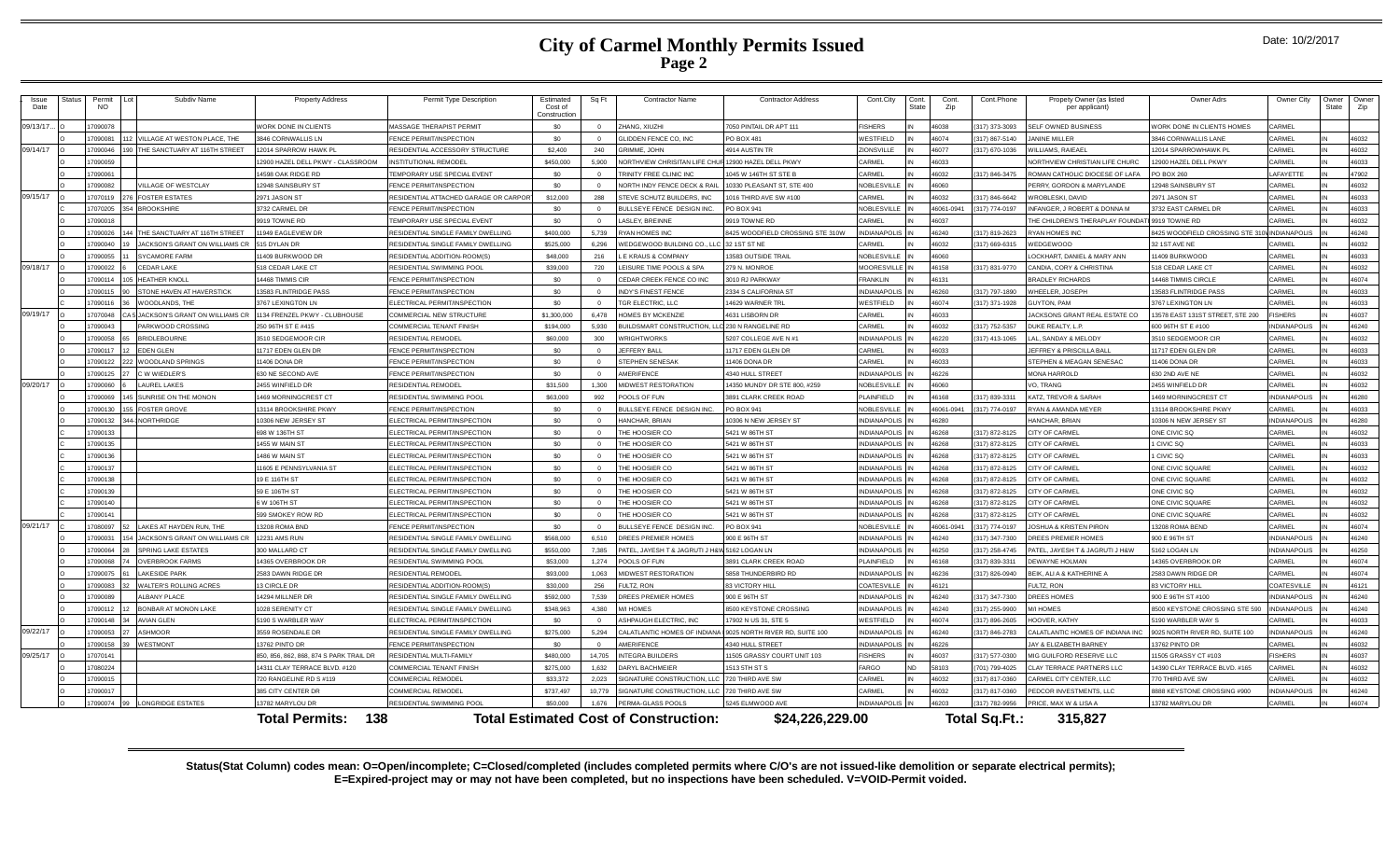# City of Carmel Monthly Permits Issued
## Page 2

Date: 10/2/2017

| Issue Date | Status | Permit NO | Lot | Subdiv Name | Property Address | Permit Type Description | Estimated Cost of Construction | Sq Ft | Contractor Name | Contractor Address | Cont.City | Cont. State | Cont. Zip | Cont.Phone | Propety Owner (as listed per applicant) | Owner Adrs | Owner City | Owner State | Owner Zip |
|---|---|---|---|---|---|---|---|---|---|---|---|---|---|---|---|---|---|---|---|
| 09/13/17... | O | 17090078 | | | WORK DONE IN CLIENTS | MASSAGE THERAPIST PERMIT | $0 | 0 | ZHANG, XIUZHI | 7050 PINTAIL DR APT 111 | FISHERS | IN | 46038 | (317) 373-3093 | SELF OWNED BUSINESS | WORK DONE IN CLIENTS HOMES | CARMEL | | |
| | O | 17090081 | 112 | VILLAGE AT WESTON PLACE, THE | 3846 CORNWALLIS LN | FENCE PERMIT/INSPECTION | $0 | 0 | GLIDDEN FENCE CO, INC | PO BOX 481 | WESTFIELD | IN | 46074 | (317) 867-5140 | JANINE MILLER | 3846 CORNWALLIS LANE | CARMEL | IN | 46032 |
| 09/14/17 | O | 17090046 | 190 | THE SANCTUARY AT 116TH STREET | 12014 SPARROW HAWK PL | RESIDENTIAL ACCESSORY STRUCTURE | $2,400 | 240 | GRIMME, JOHN | 4914 AUSTIN TR | ZIONSVILLE | IN | 46077 | (317) 670-1036 | WILLIAMS, RAIEAEL | 12014 SPARROWHAWK PL | CARMEL | IN | 46032 |
| | O | 17090059 | | | 12900 HAZEL DELL PKWY - CLASSROOM | INSTITUTIONAL REMODEL | $450,000 | 5,900 | NORTHVIEW CHRISITAN LIFE CHUR | 12900 HAZEL DELL PKWY | CARMEL | IN | 46033 | | NORTHVIEW CHRISTIAN LIFE CHURC | 12900 HAZEL DELL PKWY | CARMEL | IN | 46033 |
| | O | 17090061 | | | 14598 OAK RIDGE RD | TEMPORARY USE SPECIAL EVENT | $0 | 0 | TRINITY FREE CLINIC INC | 1045 W 146TH ST STE B | CARMEL | IN | 46032 | (317) 846-3475 | ROMAN CATHOLIC DIOCESE OF LAFA | PO BOX 260 | LAFAYETTE | IN | 47902 |
| | O | 17090082 | | VILLAGE OF WESTCLAY | 12948 SAINSBURY ST | FENCE PERMIT/INSPECTION | $0 | 0 | NORTH INDY FENCE DECK & RAIL | 10330 PLEASANT ST, STE 400 | NOBLESVILLE | IN | 46060 | | PERRY, GORDON & MARYLANDE | 12948 SAINSBURY ST | CARMEL | IN | 46032 |
| 09/15/17 | O | 17070119 | 276 | FOSTER ESTATES | 2971 JASON ST | RESIDENTIAL ATTACHED GARAGE OR CARPORT | $12,000 | 288 | STEVE SCHUTZ BUILDERS, INC | 1016 THIRD AVE SW #100 | CARMEL | IN | 46032 | (317) 846-6642 | WROBLESKI, DAVID | 2971 JASON ST | CARMEL | IN | 46033 |
| | O | 17070205 | 354 | BROOKSHIRE | 3732 CARMEL DR | FENCE PERMIT/INSPECTION | $0 | 0 | BULLSEYE FENCE DESIGN INC. | PO BOX 941 | NOBLESVILLE | IN | 46061-0941 | (317) 774-0197 | INFANGER, J ROBERT & DONNA M | 3732 EAST CARMEL DR | CARMEL | IN | 46033 |
| | O | 17090018 | | | 9919 TOWNE RD | TEMPORARY USE SPECIAL EVENT | $0 | 0 | LASLEY, BREINNE | 9919 TOWNE RD | CARMEL | IN | 46037 | | THE CHILDREN'S THERAPLAY FOUNDATI | 9919 TOWNE RD | CARMEL | IN | 46032 |
| | O | 17090026 | 144 | THE SANCTUARY AT 116TH STREET | 11949 EAGLEVIEW DR | RESIDENTIAL SINGLE FAMILY DWELLING | $400,000 | 5,739 | RYAN HOMES INC | 8425 WOODFIELD CROSSING STE 310W | INDIANAPOLIS | IN | 46240 | (317) 819-2623 | RYAN HOMES INC | 8425 WOODFIELD CROSSING STE 310W | INDIANAPOLIS | IN | 46240 |
| | O | 17090040 | 19 | JACKSON'S GRANT ON WILLIAMS CR | 515 DYLAN DR | RESIDENTIAL SINGLE FAMILY DWELLING | $525,000 | 6,296 | WEDGEWOOD BUILDING CO., LLC | 32 1ST ST NE | CARMEL | IN | 46032 | (317) 669-6315 | WEDGEWOOD | 32 1ST AVE NE | CARMEL | IN | 46032 |
| | O | 17090055 | 11 | SYCAMORE FARM | 11409 BURKWOOD DR | RESIDENTIAL ADDITION-ROOM(S) | $48,000 | 216 | L E KRAUS & COMPANY | 13583 OUTSIDE TRAIL | NOBLESVILLE | IN | 46060 | | LOCKHART, DANIEL & MARY ANN | 11409 BURKWOOD | CARMEL | IN | 46033 |
| 09/18/17 | O | 17090022 | 6 | CEDAR LAKE | 518 CEDAR LAKE CT | RESIDENTIAL SWIMMING POOL | $39,000 | 720 | LEISURE TIME POOLS & SPA | 279 N. MONROE | MOORESVILLE | IN | 46158 | (317) 831-9770 | CANDIA, CORY & CHRISTINA | 518 CEDAR LAKE CT | CARMEL | IN | 46032 |
| | O | 17090114 | 105 | HEATHER KNOLL | 14468 TIMMIS CIR | FENCE PERMIT/INSPECTION | $0 | 0 | CEDAR CREEK FENCE CO INC | 3010 RJ PARKWAY | FRANKLIN | IN | 46131 | | BRADLEY RICHARDS | 14468 TIMMIS CIRCLE | CARMEL | IN | 46074 |
| | O | 17090115 | 90 | STONE HAVEN AT HAVERSTICK | 13583 FLINTRIDGE PASS | FENCE PERMIT/INSPECTION | $0 | 0 | INDY'S FINEST FENCE | 2334 S CALIFORNIA ST | INDIANAPOLIS | IN | 46260 | (317) 797-1890 | WHEELER, JOSEPH | 13583 FLINTRIDGE PASS | CARMEL | IN | 46033 |
| | O | 17090116 | 36 | WOODLANDS, THE | 3767 LEXINGTON LN | ELECTRICAL PERMIT/INSPECTION | $0 | 0 | TGR ELECTRIC, LLC | 14629 WARNER TRL | WESTFIELD | IN | 46074 | (317) 371-1928 | GUYTON, PAM | 3767 LEXINGTON LN | CARMEL | IN | 46033 |
| 09/19/17 | O | 17070048 | CA.5 | JACKSON'S GRANT ON WILLIAMS CR | 1134 FRENZEL PKWY - CLUBHOUSE | COMMERCIAL NEW STRUCTURE | $1,300,000 | 6,478 | HOMES BY MCKENZIE | 4631 LISBORN DR | CARMEL | IN | 46033 | | JACKSONS GRANT REAL ESTATE CO | 13578 EAST 131ST STREET, STE 200 | FISHERS | IN | 46037 |
| | O | 17090043 | | PARKWOOD CROSSING | 250 96TH ST E #415 | COMMERCIAL TENANT FINISH | $194,000 | 5,930 | BUILDSMART CONSTRUCTION, LLC | 230 N RANGELINE RD | CARMEL | IN | 46032 | (317) 752-5357 | DUKE REALTY, L.P. | 600 96TH ST E #100 | INDIANAPOLIS | IN | 46240 |
| | O | 17090058 | 65 | BRIDLEBOURNE | 3510 SEDGEMOOR CIR | RESIDENTIAL REMODEL | $60,000 | 300 | WRIGHTWORKS | 5207 COLLEGE AVE N #1 | INDIANAPOLIS | IN | 46220 | (317) 413-1065 | LAL, SANDAY & MELODY | 3510 SEDGEMOOR CIR | CARMEL | IN | 46032 |
| | O | 17090117 | 12 | EDEN GLEN | 11717 EDEN GLEN DR | FENCE PERMIT/INSPECTION | $0 | 0 | JEFFERY BALL | 11717 EDEN GLEN DR | CARMEL | IN | 46033 | | JEFFREY & PRISCILLA BALL | 11717 EDEN GLEN DR | CARMEL | IN | 46033 |
| | O | 17090122 | 222 | WOODLAND SPRINGS | 11406 DONA DR | FENCE PERMIT/INSPECTION | $0 | 0 | STEPHEN SENESAK | 11406 DONA DR | CARMEL | IN | 46033 | | STEPHEN & MEAGAN SENESAC | 11406 DONA DR | CARMEL | IN | 46033 |
| | O | 17090125 | 27 | C W WIEDLER'S | 630 NE SECOND AVE | FENCE PERMIT/INSPECTION | $0 | 0 | AMERIFENCE | 4340 HULL STREET | INDIANAPOLIS | IN | 46226 | | MONA HARROLD | 630 2ND AVE NE | CARMEL | IN | 46032 |
| 09/20/17 | O | 17090060 | 6 | LAUREL LAKES | 2455 WINFIELD DR | RESIDENTIAL REMODEL | $31,500 | 1,300 | MIDWEST RESTORATION | 14350 MUNDY DR STE 800, #259 | NOBLESVILLE | IN | 46060 | | VO, TRANG | 2455 WINFIELD DR | CARMEL | IN | 46032 |
| | O | 17090069 | 145 | SUNRISE ON THE MONON | 1469 MORNINGCREST CT | RESIDENTIAL SWIMMING POOL | $63,000 | 992 | POOLS OF FUN | 3891 CLARK CREEK ROAD | PLAINFIELD | IN | 46168 | (317) 839-3311 | KATZ, TREVOR & SARAH | 1469 MORNINGCREST CT | INDIANAPOLIS | IN | 46280 |
| | O | 17090130 | 155 | FOSTER GROVE | 13114 BROOKSHIRE PKWY | FENCE PERMIT/INSPECTION | $0 | 0 | BULLSEYE FENCE DESIGN INC. | PO BOX 941 | NOBLESVILLE | IN | 46061-0941 | (317) 774-0197 | RYAN & AMANDA MEYER | 13114 BROOKSHIRE PKWY | CARMEL | IN | 46033 |
| | O | 17090132 | 344- | NORTHRIDGE | 10306 NEW JERSEY ST | FENCE PERMIT/INSPECTION | $0 | 0 | HANCHAR, BRIAN | 10306 N NEW JERSEY ST | INDIANAPOLIS | IN | 46280 | | HANCHAR, BRIAN | 10306 N NEW JERSEY ST | INDIANAPOLIS | IN | 46280 |
| | C | 17090133 | | | 698 W 136TH ST | ELECTRICAL PERMIT/INSPECTION | $0 | 0 | THE HOOSIER CO | 5421 W 86TH ST | INDIANAPOLIS | IN | 46268 | (317) 872-8125 | CITY OF CARMEL | ONE CIVIC SQ | CARMEL | IN | 46032 |
| | C | 17090135 | | | 1455 W MAIN ST | ELECTRICAL PERMIT/INSPECTION | $0 | 0 | THE HOOSIER CO | 5421 W 86TH ST | INDIANAPOLIS | IN | 46268 | (317) 872-8125 | CITY OF CARMEL | 1 CIVIC SQ | CARMEL | IN | 46033 |
| | C | 17090136 | | | 1486 W MAIN ST | ELECTRICAL PERMIT/INSPECTION | $0 | 0 | THE HOOSIER CO | 5421 W 86TH ST | INDIANAPOLIS | IN | 46268 | (317) 872-8125 | CITY OF CARMEL | 1 CIVIC SQ | CARMEL | IN | 46033 |
| | C | 17090137 | | | 11605 E PENNSYLVANIA ST | ELECTRICAL PERMIT/INSPECTION | $0 | 0 | THE HOOSIER CO | 5421 W 86TH ST | INDIANAPOLIS | IN | 46268 | (317) 872-8125 | CITY OF CARMEL | ONE CIVIC SQUARE | CARMEL | IN | 46032 |
| | C | 17090138 | | | 19 E 116TH ST | ELECTRICAL PERMIT/INSPECTION | $0 | 0 | THE HOOSIER CO | 5421 W 86TH ST | INDIANAPOLIS | IN | 46268 | (317) 872-8125 | CITY OF CARMEL | ONE CIVIC SQUARE | CARMEL | IN | 46032 |
| | C | 17090139 | | | 59 E 106TH ST | ELECTRICAL PERMIT/INSPECTION | $0 | 0 | THE HOOSIER CO | 5421 W 86TH ST | INDIANAPOLIS | IN | 46268 | (317) 872-8125 | CITY OF CARMEL | ONE CIVIC SQ | CARMEL | IN | 46032 |
| | C | 17090140 | | | 6 W 106TH ST | ELECTRICAL PERMIT/INSPECTION | $0 | 0 | THE HOOSIER CO | 5421 W 86TH ST | INDIANAPOLIS | IN | 46268 | (317) 872-8125 | CITY OF CARMEL | ONE CIVIC SQUARE | CARMEL | IN | 46032 |
| | C | 17090141 | | | 599 SMOKEY ROW RD | ELECTRICAL PERMIT/INSPECTION | $0 | 0 | THE HOOSIER CO | 5421 W 86TH ST | INDIANAPOLIS | IN | 46268 | (317) 872-8125 | CITY OF CARMEL | ONE CIVIC SQUARE | CARMEL | IN | 46032 |
| 09/21/17 | C | 17080097 | 52 | LAKES AT HAYDEN RUN, THE | 13208 ROMA BND | FENCE PERMIT/INSPECTION | $0 | 0 | BULLSEYE FENCE DESIGN INC. | PO BOX 941 | NOBLESVILLE | IN | 46061-0941 | (317) 774-0197 | JOSHUA & KRISTEN PIRON | 13208 ROMA BEND | CARMEL | IN | 46074 |
| | O | 17090031 | 154 | JACKSON'S GRANT ON WILLIAMS CR | 12231 AMS RUN | RESIDENTIAL SINGLE FAMILY DWELLING | $568,000 | 6,510 | DREES PREMIER HOMES | 900 E 96TH ST | INDIANAPOLIS | IN | 46240 | (317) 347-7300 | DREES PREMIER HOMES | 900 E 96TH ST | INDIANAPOLIS | IN | 46240 |
| | O | 17090064 | 28 | SPRING LAKE ESTATES | 300 MALLARD CT | RESIDENTIAL SINGLE FAMILY DWELLING | $550,000 | 7,385 | PATEL, JAYESH T & JAGRUTI J H&W | 5162 LOGAN LN | INDIANAPOLIS | IN | 46250 | (317) 258-4745 | PATEL, JAYESH T & JAGRUTI J H&W | 5162 LOGAN LN | INDIANAPOLIS | IN | 46250 |
| | O | 17090068 | 74 | OVERBROOK FARMS | 14365 OVERBROOK DR | RESIDENTIAL SWIMMING POOL | $53,000 | 1,274 | POOLS OF FUN | 3891 CLARK CREEK ROAD | PLAINFIELD | IN | 46168 | (317) 839-3311 | DEWAYNE HOLMAN | 14365 OVERBROOK DR | CARMEL | IN | 46074 |
| | O | 17090075 | 61 | LAKESIDE PARK | 2583 DAWN RIDGE DR | RESIDENTIAL REMODEL | $93,000 | 1,063 | MIDWEST RESTORATION | 5858 THUNDERBIRD RD | INDIANAPOLIS | IN | 46236 | (317) 826-0940 | BEIK, ALI A & KATHERINE A | 2583 DAWN RIDGE DR | CARMEL | IN | 46074 |
| | O | 17090083 | 32 | WALTER'S ROLLING ACRES | 13 CIRCLE DR | RESIDENTIAL ADDITION-ROOM(S) | $30,000 | 256 | FULTZ, RON | 83 VICTORY HILL | COATESVILLE | IN | 46121 | | FULTZ, RON | 83 VICTORY HILL | COATESVILLE | IN | 46121 |
| | O | 17090089 | | ALBANY PLACE | 14294 MILLNER DR | RESIDENTIAL SINGLE FAMILY DWELLING | $592,000 | 7,539 | DREES PREMIER HOMES | 900 E 96TH ST | INDIANAPOLIS | IN | 46240 | (317) 347-7300 | DREES HOMES | 900 E 96TH ST #100 | INDIANAPOLIS | IN | 46240 |
| | O | 17090112 | 12 | BONBAR AT MONON LAKE | 1028 SERENITY CT | RESIDENTIAL SINGLE FAMILY DWELLING | $348,963 | 4,380 | M/I HOMES | 8500 KEYSTONE CROSSING | INDIANAPOLIS | IN | 46240 | (317) 255-9900 | M/I HOMES | 8500 KEYSTONE CROSSING STE 590 | INDIANAPOLIS | IN | 46240 |
| | O | 17090148 | 34 | AVIAN GLEN | 5190 S WARBLER WAY | ELECTRICAL PERMIT/INSPECTION | $0 | 0 | ASHPAUGH ELECTRIC, INC | 17902 N US 31, STE 5 | WESTFIELD | IN | 46074 | (317) 896-2605 | HOOVER, KATHY | 5190 WARBLER WAY S | CARMEL | IN | 46033 |
| 09/22/17 | O | 17090053 | 27 | ASHMOOR | 3559 ROSENDALE DR | RESIDENTIAL SINGLE FAMILY DWELLING | $275,000 | 5,294 | CALATLANTIC HOMES OF INDIANA | 9025 NORTH RIVER RD, SUITE 100 | INDIANAPOLIS | IN | 46240 | (317) 846-2783 | CALATLANTIC HOMES OF INDIANA INC | 9025 NORTH RIVER RD, SUITE 100 | INDIANAPOLIS | IN | 46240 |
| | O | 17090158 | 39 | WESTMONT | 13762 PINTO DR | FENCE PERMIT/INSPECTION | $0 | 0 | AMERIFENCE | 4340 HULL STREET | INDIANAPOLIS | IN | 46226 | | JAY & ELIZABETH BARNEY | 13762 PINTO DR | CARMEL | IN | 46032 |
| 09/25/17 | O | 17070141 | | | 850, 856, 862, 868, 874 S PARK TRAIL DR | RESIDENTIAL MULTI-FAMILY | $480,000 | 14,705 | INTEGRA BUILDERS | 11505 GRASSY COURT UNIT 103 | FISHERS | IN | 46037 | (317) 577-0300 | MIG GUILFORD RESERVE LLC | 11505 GRASSY CT #103 | FISHERS | IN | 46037 |
| | O | 17080224 | | | 14311 CLAY TERRACE BLVD. #120 | COMMERCIAL TENANT FINISH | $275,000 | 1,632 | DARYL BACHMEIER | 1513 5TH ST S | FARGO | ND | 58103 | (701) 799-4025 | CLAY TERRACE PARTNERS LLC | 14390 CLAY TERRACE BLVD. #165 | CARMEL | IN | 46032 |
| | O | 17090015 | | | 720 RANGELINE RD S #119 | COMMERCIAL REMODEL | $33,372 | 2,023 | SIGNATURE CONSTRUCTION, LLC | 720 THIRD AVE SW | CARMEL | IN | 46032 | (317) 817-0360 | CARMEL CITY CENTER, LLC | 770 THIRD AVE SW | CARMEL | IN | 46032 |
| | O | 17090017 | | | 385 CITY CENTER DR | COMMERCIAL REMODEL | $737,497 | 10,779 | SIGNATURE CONSTRUCTION, LLC | 720 THIRD AVE SW | CARMEL | IN | 46032 | (317) 817-0360 | PEDCOR INVESTMENTS, LLC | 8888 KEYSTONE CROSSING #900 | INDIANAPOLIS | IN | 46240 |
| | O | 17090074 | 99 | LONGRIDGE ESTATES | 13782 MARYLOU DR | RESIDENTIAL SWIMMING POOL | $50,000 | 1,676 | PERMA-GLASS POOLS | 5245 ELMWOOD AVE | INDIANAPOLIS | IN | 46203 | (317) 782-9956 | PRICE, MAX W & LISA A | 13782 MARYLOU DR | CARMEL | IN | 46074 |

**Total Permits: 138** **Total Estimated Cost of Construction: $24,226,229.00** **Total Sq.Ft.: 315,827**

**Status(Stat Column) codes mean: O=Open/incomplete; C=Closed/completed (includes completed permits where C/O's are not issued-like demolition or separate electrical permits); E=Expired-project may or may not have been completed, but no inspections have been scheduled. V=VOID-Permit voided.**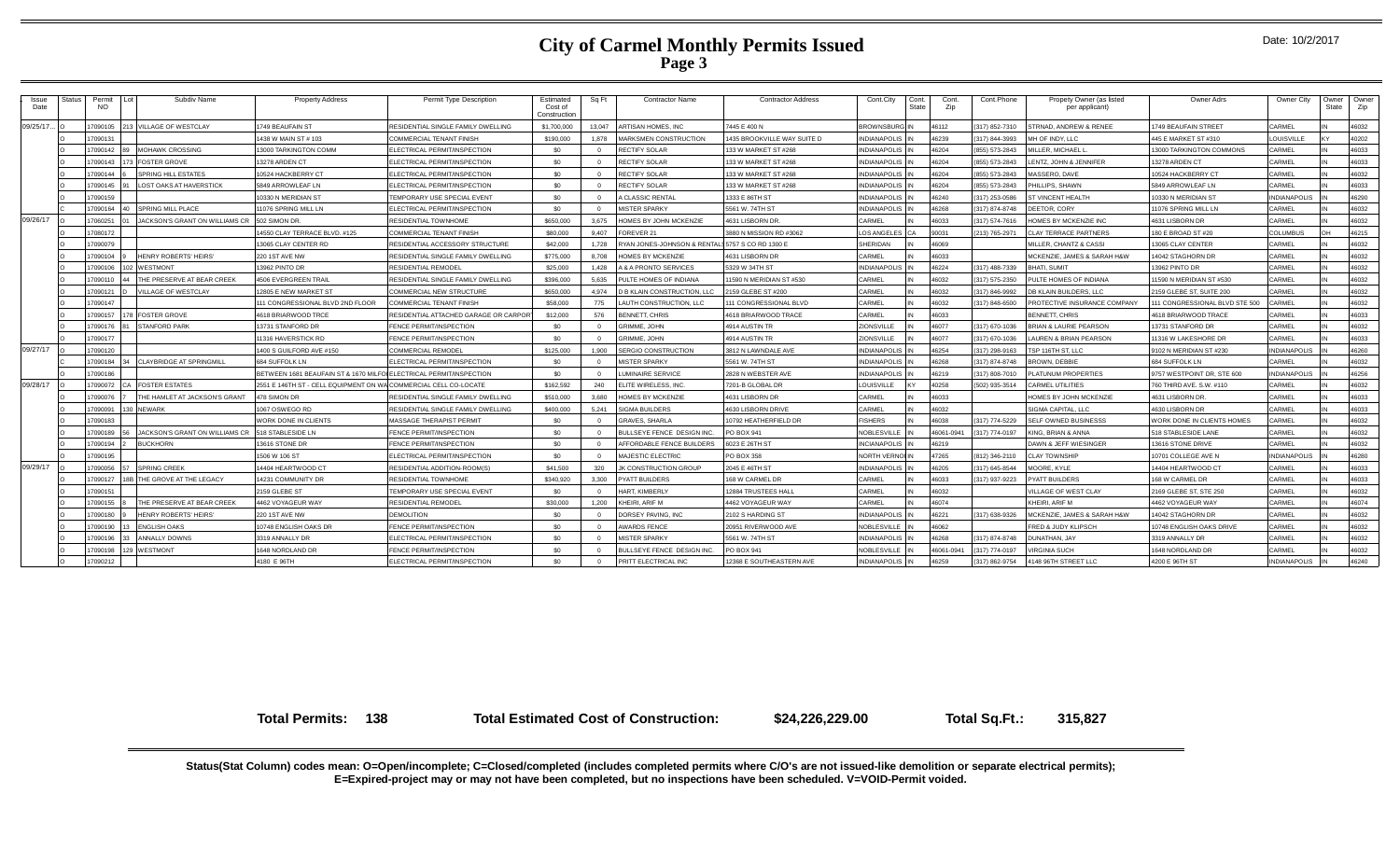# City of Carmel Monthly Permits Issued
## Page 3

Date: 10/2/2017

| Issue Date | Status | Permit NO | Lot | Subdiv Name | Property Address | Permit Type Description | Estimated Cost of Construction | Sq Ft | Contractor Name | Contractor Address | Cont.City | Cont. State | Cont. Zip | Cont.Phone | Propety Owner (as listed per applicant) | Owner Adrs | Owner City | Owner State | Owner Zip |
|---|---|---|---|---|---|---|---|---|---|---|---|---|---|---|---|---|---|---|---|
| 09/25/17... | O | 17090105 | 213 | VILLAGE OF WESTCLAY | 1749 BEAUFAIN ST | RESIDENTIAL SINGLE FAMILY DWELLING | $1,700,000 | 13,047 | ARTISAN HOMES, INC | 7445 E 400 N | BROWNSBURG | IN | 46112 | (317) 852-7310 | STRNAD, ANDREW & RENEE | 1749 BEAUFAIN STREET | CARMEL | IN | 46032 |
| | O | 17090131 | | | 1438 W MAIN ST # 103 | COMMERCIAL TENANT FINISH | $190,000 | 1,878 | MARKSMEN CONSTRUCTION | 1435 BROOKVILLE WAY SUITE D | INDIANAPOLIS | IN | 46239 | (317) 844-3993 | MH OF INDY, LLC | 445 E MARKET ST #310 | LOUISVILLE | KY | 40202 |
| | O | 17090142 | 89 | MOHAWK CROSSING | 13000 TARKINGTON COMM | ELECTRICAL PERMIT/INSPECTION | $0 | 0 | RECTIFY SOLAR | 133 W MARKET ST #268 | INDIANAPOLIS | IN | 46204 | (855) 573-2843 | MILLER, MICHAEL L. | 13000 TARKINGTON COMMONS | CARMEL | IN | 46033 |
| | O | 17090143 | 173 | FOSTER GROVE | 13278 ARDEN CT | ELECTRICAL PERMIT/INSPECTION | $0 | 0 | RECTIFY SOLAR | 133 W MARKET ST #268 | INDIANAPOLIS | IN | 46204 | (855) 573-2843 | LENTZ, JOHN & JENNIFER | 13278 ARDEN CT | CARMEL | IN | 46033 |
| | O | 17090144 | 6 | SPRING HILL ESTATES | 10524 HACKBERRY CT | ELECTRICAL PERMIT/INSPECTION | $0 | 0 | RECTIFY SOLAR | 133 W MARKET ST #268 | INDIANAPOLIS | IN | 46204 | (855) 573-2843 | MASSERO, DAVE | 10524 HACKBERRY CT | CARMEL | IN | 46032 |
| | O | 17090145 | 91 | LOST OAKS AT HAVERSTICK | 5849 ARROWLEAF LN | ELECTRICAL PERMIT/INSPECTION | $0 | 0 | RECTIFY SOLAR | 133 W MARKET ST #268 | INDIANAPOLIS | IN | 46204 | (855) 573-2843 | PHILLIPS, SHAWN | 5849 ARROWLEAF LN | CARMEL | IN | 46033 |
| | O | 17090159 | | | 10330 N MERIDIAN ST | TEMPORARY USE SPECIAL EVENT | $0 | 0 | A CLASSIC RENTAL | 1333 E 86TH ST | INDIANAPOLIS | IN | 46240 | (317) 253-0586 | ST VINCENT HEALTH | 10330 N MERIDIAN ST | INDIANAPOLIS | IN | 46290 |
| | C | 17090164 | 40 | SPRING MILL PLACE | 11076 SPRING MILL LN | ELECTRICAL PERMIT/INSPECTION | $0 | 0 | MISTER SPARKY | 5561 W. 74TH ST | INDIANAPOLIS | IN | 46268 | (317) 874-8748 | DEETOR, CORY | 11076 SPRING MILL LN | CARMEL | IN | 46032 |
| 09/26/17 | O | 17060251 | 01 | JACKSON'S GRANT ON WILLIAMS CR | 502 SIMON DR. | RESIDENTIAL TOWNHOME | $650,000 | 3,675 | HOMES BY JOHN MCKENZIE | 4631 LISBORN DR. | CARMEL | IN | 46033 | (317) 574-7616 | HOMES BY MCKENZIE INC | 4631 LISBORN DR | CARMEL | IN | 46032 |
| | O | 17080172 | | | 14550 CLAY TERRACE BLVD. #125 | COMMERCIAL TENANT FINISH | $80,000 | 9,407 | FOREVER 21 | 3880 N MISSION RD #3062 | LOS ANGELES | CA | 90031 | (213) 765-2971 | CLAY TERRACE PARTNERS | 180 E BROAD ST #20 | COLUMBUS | OH | 46215 |
| | O | 17090079 | | | 13065 CLAY CENTER RD | RESIDENTIAL ACCESSORY STRUCTURE | $42,000 | 1,728 | RYAN JONES-JOHNSON & RENTALS | 5757 S CO RD 1300 E | SHERIDAN | IN | 46069 | | MILLER, CHANTZ & CASSI | 13065 CLAY CENTER | CARMEL | IN | 46032 |
| | O | 17090104 | 9 | HENRY ROBERTS' HEIRS' | 220 1ST AVE NW | RESIDENTIAL SINGLE FAMILY DWELLING | $775,000 | 8,708 | HOMES BY MCKENZIE | 4631 LISBORN DR | CARMEL | IN | 46033 | | MCKENZIE, JAMES & SARAH H&W | 14042 STAGHORN DR | CARMEL | IN | 46032 |
| | O | 17090106 | 102 | WESTMONT | 13962 PINTO DR | RESIDENTIAL REMODEL | $25,000 | 1,428 | A & A PRONTO SERVICES | 5329 W 34TH ST | INDIANAPOLIS | IN | 46224 | (317) 488-7339 | BHATI, SUMIT | 13962 PINTO DR | CARMEL | IN | 46032 |
| | O | 17090110 | 44 | THE PRESERVE AT BEAR CREEK | 4506 EVERGREEN TRAIL | RESIDENTIAL SINGLE FAMILY DWELLING | $396,000 | 5,635 | PULTE HOMES OF INDIANA | 11590 N MERIDIAN ST #530 | CARMEL | IN | 46032 | (317) 575-2350 | PULTE HOMES OF INDIANA | 11590 N MERIDIAN ST #530 | CARMEL | IN | 46032 |
| | O | 17090121 | D | VILLAGE OF WESTCLAY | 12805 E NEW MARKET ST | COMMERCIAL NEW STRUCTURE | $650,000 | 4,974 | D B KLAIN CONSTRUCTION, LLC | 2159 GLEBE ST #200 | CARMEL | IN | 46032 | (317) 846-9992 | DB KLAIN BUILDERS, LLC | 2159 GLEBE ST, SUITE 200 | CARMEL | IN | 46032 |
| | O | 17090147 | | | 111 CONGRESSIONAL BLVD 2ND FLOOR | COMMERCIAL TENANT FINISH | $58,000 | 775 | LAUTH CONSTRUCTION, LLC | 111 CONGRESSIONAL BLVD | CARMEL | IN | 46032 | (317) 848-6500 | PROTECTIVE INSURANCE COMPANY | 111 CONGRESSIONAL BLVD STE 500 | CARMEL | IN | 46032 |
| | O | 17090157 | 178 | FOSTER GROVE | 4618 BRIARWOOD TRCE | RESIDENTIAL ATTACHED GARAGE OR CARPORT | $12,000 | 576 | BENNETT, CHRIS | 4618 BRIARWOOD TRACE | CARMEL | IN | 46033 | | BENNETT, CHRIS | 4618 BRIARWOOD TRACE | CARMEL | IN | 46033 |
| | O | 17090176 | 81 | STANFORD PARK | 13731 STANFORD DR | FENCE PERMIT/INSPECTION | $0 | 0 | GRIMME, JOHN | 4914 AUSTIN TR | ZIONSVILLE | IN | 46077 | (317) 670-1036 | BRIAN & LAURIE PEARSON | 13731 STANFORD DR | CARMEL | IN | 46032 |
| | O | 17090177 | | | 11316 HAVERSTICK RD | FENCE PERMIT/INSPECTION | $0 | 0 | GRIMME, JOHN | 4914 AUSTIN TR | ZIONSVILLE | IN | 46077 | (317) 670-1036 | LAUREN & BRIAN PEARSON | 11316 W LAKESHORE DR | CARMEL | IN | 46033 |
| 09/27/17 | O | 17090120 | | | 1400 S GUILFORD AVE #150 | COMMERCIAL REMODEL | $125,000 | 1,900 | SERGIO CONSTRUCTION | 3812 N LAWNDALE AVE | INDIANAPOLIS | IN | 46254 | (317) 298-9163 | TSP 116TH ST, LLC | 9102 N MERIDIAN ST #230 | INDIANAPOLIS | IN | 46260 |
| | C | 17090184 | 34 | CLAYBRIDGE AT SPRINGMILL | 684 SUFFOLK LN | ELECTRICAL PERMIT/INSPECTION | $0 | 0 | MISTER SPARKY | 5561 W. 74TH ST | INDIANAPOLIS | IN | 46268 | (317) 874-8748 | BROWN, DEBBIE | 684 SUFFOLK LN | CARMEL | IN | 46032 |
| | O | 17090186 | | | BETWEEN 1681 BEAUFAIN ST & 1670 MILFO | ELECTRICAL PERMIT/INSPECTION | $0 | 0 | LUMINAIRE SERVICE | 2828 N WEBSTER AVE | INDIANAPOLIS | IN | 46219 | (317) 808-7010 | PLATUNUM PROPERTIES | 9757 WESTPOINT DR, STE 600 | INDIANAPOLIS | IN | 46256 |
| 09/28/17 | O | 17090072 | CA | FOSTER ESTATES | 2551 E 146TH ST - CELL EQUIPMENT ON WA | COMMERCIAL CELL CO-LOCATE | $162,592 | 240 | ELITE WIRELESS, INC. | 7201-B GLOBAL DR | LOUISVILLE | KY | 40258 | (502) 935-3514 | CARMEL UTILITIES | 760 THIRD AVE. S.W. #110 | CARMEL | IN | 46032 |
| | O | 17090076 | 7 | THE HAMLET AT JACKSON'S GRANT | 478 SIMON DR | RESIDENTIAL SINGLE FAMILY DWELLING | $510,000 | 3,680 | HOMES BY MCKENZIE | 4631 LISBORN DR | CARMEL | IN | 46033 | | HOMES BY JOHN MCKENZIE | 4631 LISBORN DR. | CARMEL | IN | 46033 |
| | O | 17090091 | 130 | NEWARK | 1067 OSWEGO RD | RESIDENTIAL SINGLE FAMILY DWELLING | $400,000 | 5,241 | SIGMA BUILDERS | 4630 LISBORN DRIVE | CARMEL | IN | 46032 | | SIGMA CAPITAL, LLC | 4630 LISBORN DR | CARMEL | IN | 46033 |
| | O | 17090183 | | | WORK DONE IN CLIENTS | MASSAGE THERAPIST PERMIT | $0 | 0 | GRAVES, SHARLA | 10792 HEATHERFIELD DR | FISHERS | IN | 46038 | (317) 774-5229 | SELF OWNED BUSINESSS | WORK DONE IN CLIENTS HOMES | CARMEL | IN | 46032 |
| | O | 17090189 | 56 | JACKSON'S GRANT ON WILLIAMS CR | 518 STABLESIDE LN | FENCE PERMIT/INSPECTION | $0 | 0 | BULLSEYE FENCE DESIGN INC. | PO BOX 941 | NOBLESVILLE | IN | 46061-0941 | (317) 774-0197 | KING, BRIAN & ANNA | 518 STABLESIDE LANE | CARMEL | IN | 46032 |
| | O | 17090194 | 2 | BUCKHORN | 13616 STONE DR | FENCE PERMIT/INSPECTION | $0 | 0 | AFFORDABLE FENCE BUILDERS | 6023 E 26TH ST | INCIANAPOLIS | IN | 46219 | | DAWN & JEFF WIESINGER | 13616 STONE DRIVE | CARMEL | IN | 46032 |
| | O | 17090195 | | | 1506 W 106 ST | ELECTRICAL PERMIT/INSPECTION | $0 | 0 | MAJESTIC ELECTRIC | PO BOX 358 | NORTH VERNON | IN | 47265 | (812) 346-2110 | CLAY TOWNSHIP | 10701 COLLEGE AVE N | INDIANAPOLIS | IN | 46280 |
| 09/29/17 | O | 17090056 | 57 | SPRING CREEK | 14404 HEARTWOOD CT | RESIDENTIAL ADDITION-ROOM(S) | $41,500 | 320 | JK CONSTRUCTION GROUP | 2045 E 46TH ST | INDIANAPOLIS | IN | 46205 | (317) 645-8544 | MOORE, KYLE | 14404 HEARTWOOD CT | CARMEL | IN | 46033 |
| | O | 17090127 | 18B | THE GROVE AT THE LEGACY | 14231 COMMUNITY DR | RESIDENTIAL TOWNHOME | $340,920 | 3,300 | PYATT BUILDERS | 168 W CARMEL DR | CARMEL | IN | 46033 | (317) 937-9223 | PYATT BUILDERS | 168 W CARMEL DR | CARMEL | IN | 46033 |
| | O | 17090151 | | | 2159 GLEBE ST | TEMPORARY USE SPECIAL EVENT | $0 | 0 | HART, KIMBERLY | 12884 TRUSTEES HALL | CARMEL | IN | 46032 | | VILLAGE OF WEST CLAY | 2169 GLEBE ST, STE 250 | CARMEL | IN | 46032 |
| | O | 17090155 | 8 | THE PRESERVE AT BEAR CREEK | 4462 VOYAGEUR WAY | RESIDENTIAL REMODEL | $30,000 | 1,200 | KHEIRI, ARIF M | 4462 VOYAGEUR WAY | CARMEL | IN | 46074 | | KHEIRI, ARIF M | 4462 VOYAGEUR WAY | CARMEL | IN | 46074 |
| | O | 17090180 | 9 | HENRY ROBERTS' HEIRS' | 220 1ST AVE NW | DEMOLITION | $0 | 0 | DORSEY PAVING, INC | 2102 S HARDING ST | INDIANAPOLIS | IN | 46221 | (317) 638-9326 | MCKENZIE, JAMES & SARAH H&W | 14042 STAGHORN DR | CARMEL | IN | 46032 |
| | O | 17090190 | 13 | ENGLISH OAKS | 10748 ENGLISH OAKS DR | FENCE PERMIT/INSPECTION | $0 | 0 | AWARDS FENCE | 20951 RIVERWOOD AVE | NOBLESVILLE | IN | 46062 | | FRED & JUDY KLIPSCH | 10748 ENGLISH OAKS DRIVE | CARMEL | IN | 46032 |
| | O | 17090196 | 33 | ANNALLY DOWNS | 3319 ANNALLY DR | ELECTRICAL PERMIT/INSPECTION | $0 | 0 | MISTER SPARKY | 5561 W. 74TH ST | INDIANAPOLIS | IN | 46268 | (317) 874-8748 | DUNATHAN, JAY | 3319 ANNALLY DR | CARMEL | IN | 46032 |
| | O | 17090198 | 129 | WESTMONT | 1648 NORDLAND DR | FENCE PERMIT/INSPECTION | $0 | 0 | BULLSEYE FENCE DESIGN INC. | PO BOX 941 | NOBLESVILLE | IN | 46061-0941 | (317) 774-0197 | VIRGINIA SUCH | 1648 NORDLAND DR | CARMEL | IN | 46032 |
| | O | 17090212 | | | 4180 E 96TH | ELECTRICAL PERMIT/INSPECTION | $0 | 0 | PRITT ELECTRICAL INC | 12366 E SOUTHEASTERN AVE | INDIANAPOLIS | IN | 46259 | (317) 862-9754 | 4148 96TH STREET LLC | 4200 E 96TH ST | INDIANAPOLIS | IN | 46240 |

**Total Permits: 138** **Total Estimated Cost of Construction: $24,226,229.00** **Total Sq.Ft.: 315,827**

**Status(Stat Column) codes mean: O=Open/incomplete; C=Closed/completed (includes completed permits where C/O's are not issued-like demolition or separate electrical permits); E=Expired-project may or may not have been completed, but no inspections have been scheduled. V=VOID-Permit voided.**